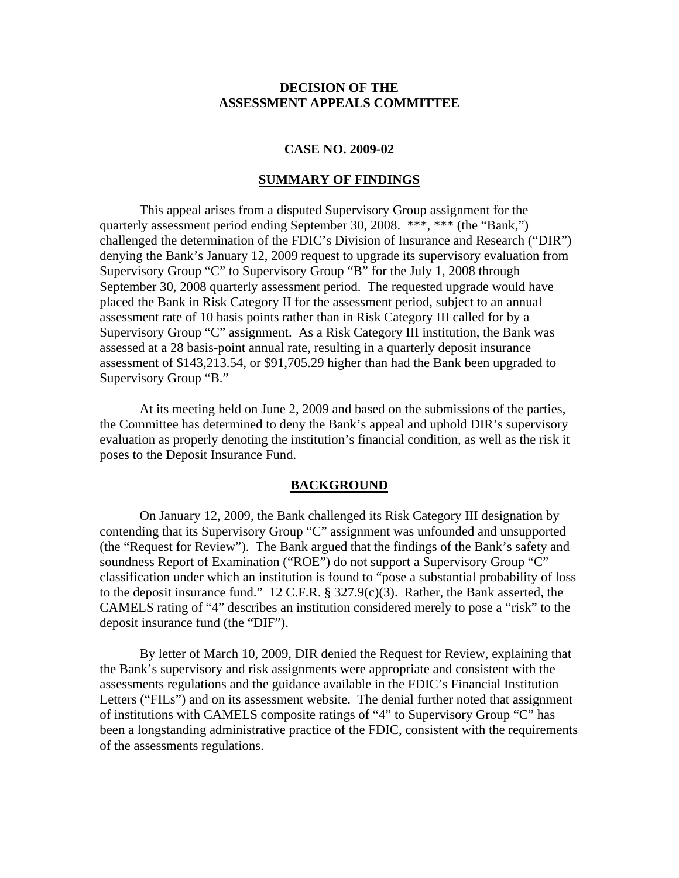# DECISION OF THE ASSESSMENT APPEALS COMMITTEE

## CASE NO. 2009-02

## SUMMARY OF FINDINGS

This appeal arises from a disputed Supervisory Group assignment for the quarterly assessment period ending September 30, 2008. ***, *** (the "Bank,") challenged the determination of the FDIC's Division of Insurance and Research ("DIR") denying the Bank's January 12, 2009 request to upgrade its supervisory evaluation from Supervisory Group "C" to Supervisory Group "B" for the July 1, 2008 through September 30, 2008 quarterly assessment period. The requested upgrade would have placed the Bank in Risk Category II for the assessment period, subject to an annual assessment rate of 10 basis points rather than in Risk Category III called for by a Supervisory Group "C" assignment. As a Risk Category III institution, the Bank was assessed at a 28 basis-point annual rate, resulting in a quarterly deposit insurance assessment of $143,213.54, or $91,705.29 higher than had the Bank been upgraded to Supervisory Group "B."

At its meeting held on June 2, 2009 and based on the submissions of the parties, the Committee has determined to deny the Bank's appeal and uphold DIR's supervisory evaluation as properly denoting the institution's financial condition, as well as the risk it poses to the Deposit Insurance Fund.

## BACKGROUND

On January 12, 2009, the Bank challenged its Risk Category III designation by contending that its Supervisory Group "C" assignment was unfounded and unsupported (the "Request for Review"). The Bank argued that the findings of the Bank's safety and soundness Report of Examination ("ROE") do not support a Supervisory Group "C" classification under which an institution is found to "pose a substantial probability of loss to the deposit insurance fund." 12 C.F.R. § 327.9(c)(3). Rather, the Bank asserted, the CAMELS rating of "4" describes an institution considered merely to pose a "risk" to the deposit insurance fund (the "DIF").

By letter of March 10, 2009, DIR denied the Request for Review, explaining that the Bank's supervisory and risk assignments were appropriate and consistent with the assessments regulations and the guidance available in the FDIC's Financial Institution Letters ("FILs") and on its assessment website. The denial further noted that assignment of institutions with CAMELS composite ratings of "4" to Supervisory Group "C" has been a longstanding administrative practice of the FDIC, consistent with the requirements of the assessments regulations.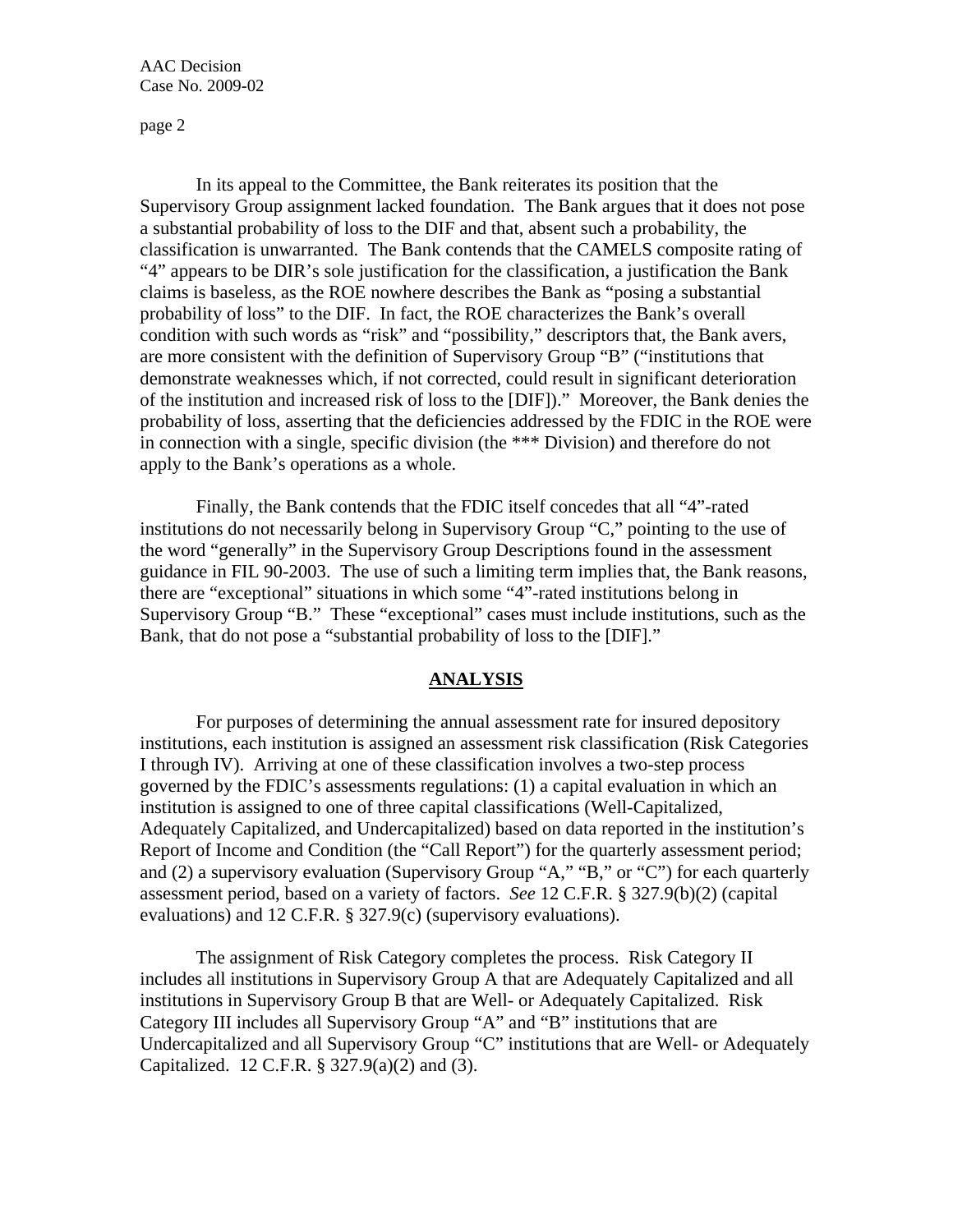In its appeal to the Committee, the Bank reiterates its position that the Supervisory Group assignment lacked foundation. The Bank argues that it does not pose a substantial probability of loss to the DIF and that, absent such a probability, the classification is unwarranted. The Bank contends that the CAMELS composite rating of "4" appears to be DIR's sole justification for the classification, a justification the Bank claims is baseless, as the ROE nowhere describes the Bank as "posing a substantial probability of loss" to the DIF. In fact, the ROE characterizes the Bank's overall condition with such words as "risk" and "possibility," descriptors that, the Bank avers, are more consistent with the definition of Supervisory Group "B" ("institutions that demonstrate weaknesses which, if not corrected, could result in significant deterioration of the institution and increased risk of loss to the [DIF])." Moreover, the Bank denies the probability of loss, asserting that the deficiencies addressed by the FDIC in the ROE were in connection with a single, specific division (the *** Division) and therefore do not apply to the Bank's operations as a whole.

Finally, the Bank contends that the FDIC itself concedes that all "4"-rated institutions do not necessarily belong in Supervisory Group "C," pointing to the use of the word "generally" in the Supervisory Group Descriptions found in the assessment guidance in FIL 90-2003. The use of such a limiting term implies that, the Bank reasons, there are "exceptional" situations in which some "4"-rated institutions belong in Supervisory Group "B." These "exceptional" cases must include institutions, such as the Bank, that do not pose a "substantial probability of loss to the [DIF]."

## ANALYSIS

For purposes of determining the annual assessment rate for insured depository institutions, each institution is assigned an assessment risk classification (Risk Categories I through IV). Arriving at one of these classification involves a two-step process governed by the FDIC's assessments regulations: (1) a capital evaluation in which an institution is assigned to one of three capital classifications (Well-Capitalized, Adequately Capitalized, and Undercapitalized) based on data reported in the institution's Report of Income and Condition (the "Call Report") for the quarterly assessment period; and (2) a supervisory evaluation (Supervisory Group "A," "B," or "C") for each quarterly assessment period, based on a variety of factors. *See* 12 C.F.R. § 327.9(b)(2) (capital evaluations) and 12 C.F.R. § 327.9(c) (supervisory evaluations).

The assignment of Risk Category completes the process. Risk Category II includes all institutions in Supervisory Group A that are Adequately Capitalized and all institutions in Supervisory Group B that are Well- or Adequately Capitalized. Risk Category III includes all Supervisory Group "A" and "B" institutions that are Undercapitalized and all Supervisory Group "C" institutions that are Well- or Adequately Capitalized. 12 C.F.R. § 327.9(a)(2) and (3).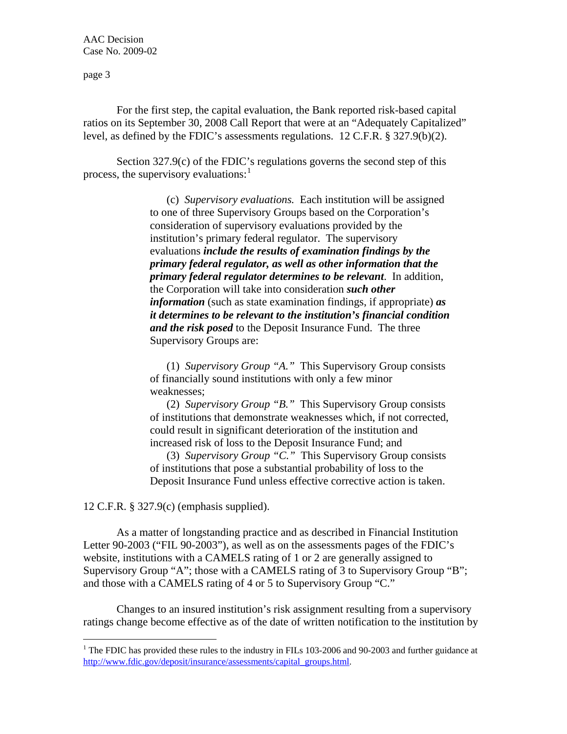For the first step, the capital evaluation, the Bank reported risk-based capital ratios on its September 30, 2008 Call Report that were at an "Adequately Capitalized" level, as defined by the FDIC's assessments regulations. 12 C.F.R. § 327.9(b)(2).

Section 327.9(c) of the FDIC's regulations governs the second step of this process, the supervisory evaluations:[1]

> (c) *Supervisory evaluations.* Each institution will be assigned to one of three Supervisory Groups based on the Corporation's consideration of supervisory evaluations provided by the institution's primary federal regulator. The supervisory evaluations ***include the results of examination findings by the primary federal regulator, as well as other information that the primary federal regulator determines to be relevant***. In addition, the Corporation will take into consideration ***such other information*** (such as state examination findings, if appropriate) ***as it determines to be relevant to the institution's financial condition and the risk posed*** to the Deposit Insurance Fund. The three Supervisory Groups are:
>
> (1) *Supervisory Group "A."* This Supervisory Group consists of financially sound institutions with only a few minor weaknesses;
>
> (2) *Supervisory Group "B."* This Supervisory Group consists of institutions that demonstrate weaknesses which, if not corrected, could result in significant deterioration of the institution and increased risk of loss to the Deposit Insurance Fund; and
>
> (3) *Supervisory Group "C."* This Supervisory Group consists of institutions that pose a substantial probability of loss to the Deposit Insurance Fund unless effective corrective action is taken.

12 C.F.R. § 327.9(c) (emphasis supplied).

As a matter of longstanding practice and as described in Financial Institution Letter 90-2003 ("FIL 90-2003"), as well as on the assessments pages of the FDIC's website, institutions with a CAMELS rating of 1 or 2 are generally assigned to Supervisory Group "A"; those with a CAMELS rating of 3 to Supervisory Group "B"; and those with a CAMELS rating of 4 or 5 to Supervisory Group "C."

Changes to an insured institution's risk assignment resulting from a supervisory ratings change become effective as of the date of written notification to the institution by

---

[1] The FDIC has provided these rules to the industry in FILs 103-2006 and 90-2003 and further guidance at http://www.fdic.gov/deposit/insurance/assessments/capital_groups.html.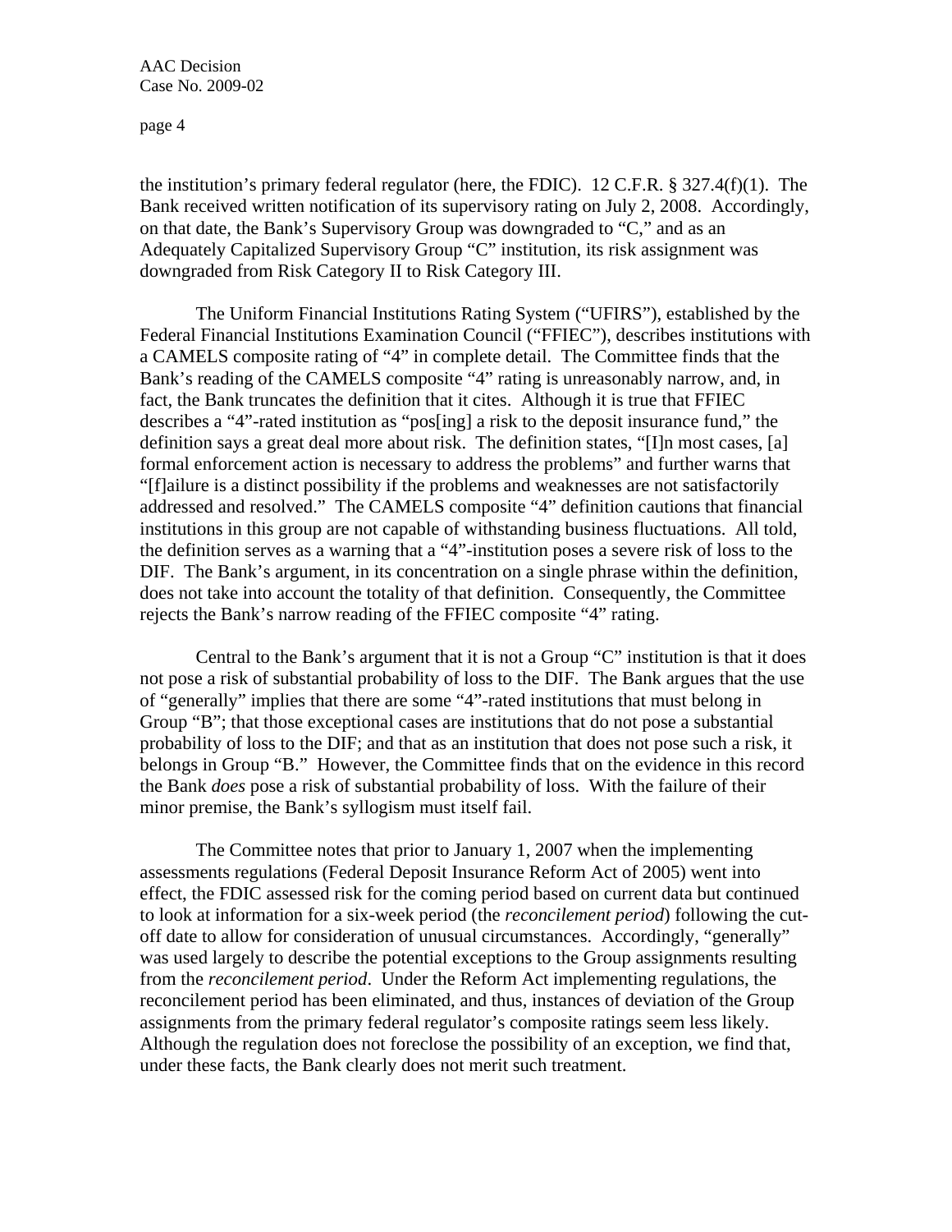the institution's primary federal regulator (here, the FDIC). 12 C.F.R. § 327.4(f)(1). The Bank received written notification of its supervisory rating on July 2, 2008. Accordingly, on that date, the Bank's Supervisory Group was downgraded to "C," and as an Adequately Capitalized Supervisory Group "C" institution, its risk assignment was downgraded from Risk Category II to Risk Category III.

The Uniform Financial Institutions Rating System ("UFIRS"), established by the Federal Financial Institutions Examination Council ("FFIEC"), describes institutions with a CAMELS composite rating of "4" in complete detail. The Committee finds that the Bank's reading of the CAMELS composite "4" rating is unreasonably narrow, and, in fact, the Bank truncates the definition that it cites. Although it is true that FFIEC describes a "4"-rated institution as "pos[ing] a risk to the deposit insurance fund," the definition says a great deal more about risk. The definition states, "[I]n most cases, [a] formal enforcement action is necessary to address the problems" and further warns that "[f]ailure is a distinct possibility if the problems and weaknesses are not satisfactorily addressed and resolved." The CAMELS composite "4" definition cautions that financial institutions in this group are not capable of withstanding business fluctuations. All told, the definition serves as a warning that a "4"-institution poses a severe risk of loss to the DIF. The Bank's argument, in its concentration on a single phrase within the definition, does not take into account the totality of that definition. Consequently, the Committee rejects the Bank's narrow reading of the FFIEC composite "4" rating.

Central to the Bank's argument that it is not a Group "C" institution is that it does not pose a risk of substantial probability of loss to the DIF. The Bank argues that the use of "generally" implies that there are some "4"-rated institutions that must belong in Group "B"; that those exceptional cases are institutions that do not pose a substantial probability of loss to the DIF; and that as an institution that does not pose such a risk, it belongs in Group "B." However, the Committee finds that on the evidence in this record the Bank *does* pose a risk of substantial probability of loss. With the failure of their minor premise, the Bank's syllogism must itself fail.

The Committee notes that prior to January 1, 2007 when the implementing assessments regulations (Federal Deposit Insurance Reform Act of 2005) went into effect, the FDIC assessed risk for the coming period based on current data but continued to look at information for a six-week period (the *reconcilement period*) following the cut-off date to allow for consideration of unusual circumstances. Accordingly, "generally" was used largely to describe the potential exceptions to the Group assignments resulting from the *reconcilement period*. Under the Reform Act implementing regulations, the reconcilement period has been eliminated, and thus, instances of deviation of the Group assignments from the primary federal regulator's composite ratings seem less likely. Although the regulation does not foreclose the possibility of an exception, we find that, under these facts, the Bank clearly does not merit such treatment.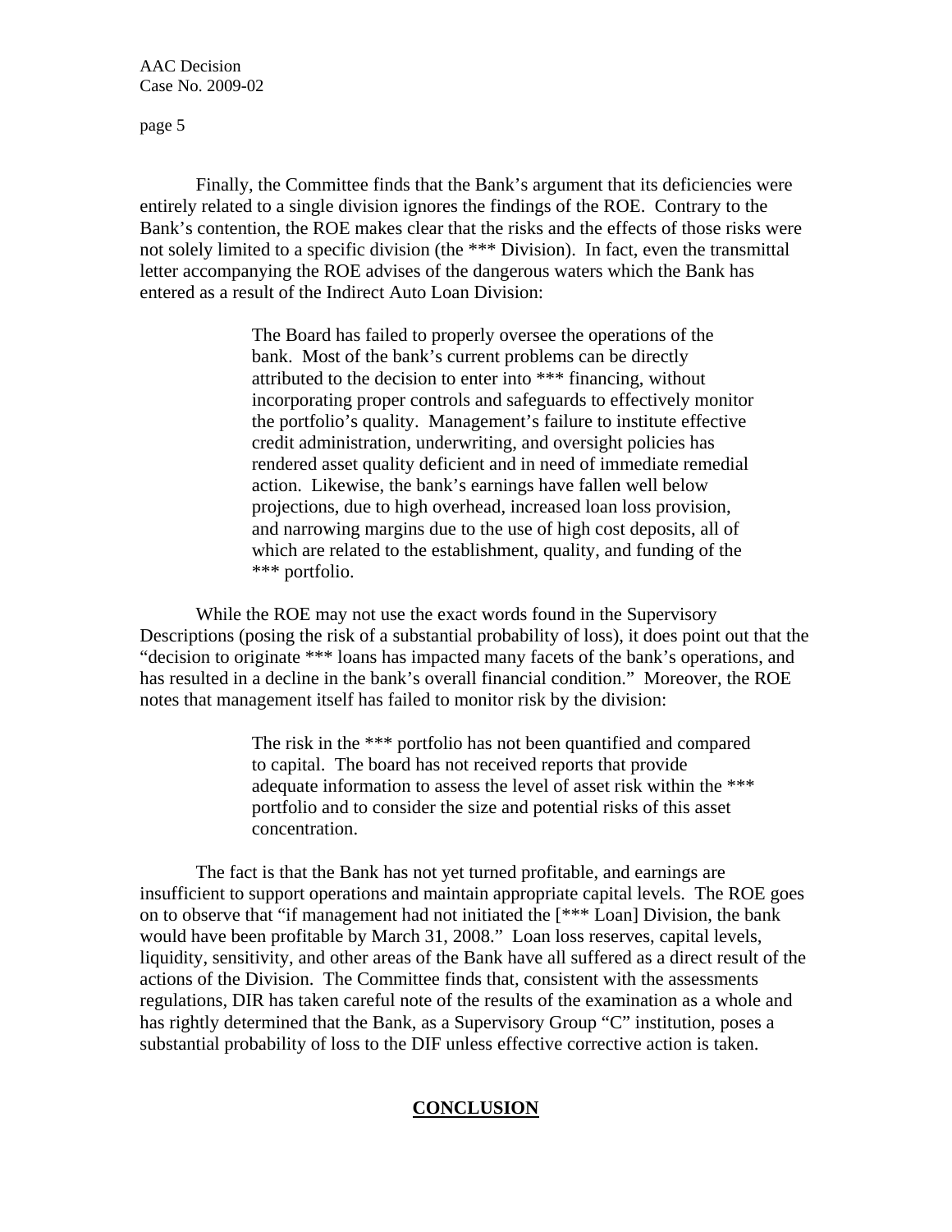Finally, the Committee finds that the Bank's argument that its deficiencies were entirely related to a single division ignores the findings of the ROE. Contrary to the Bank's contention, the ROE makes clear that the risks and the effects of those risks were not solely limited to a specific division (the *** Division). In fact, even the transmittal letter accompanying the ROE advises of the dangerous waters which the Bank has entered as a result of the Indirect Auto Loan Division:

> The Board has failed to properly oversee the operations of the bank. Most of the bank's current problems can be directly attributed to the decision to enter into *** financing, without incorporating proper controls and safeguards to effectively monitor the portfolio's quality. Management's failure to institute effective credit administration, underwriting, and oversight policies has rendered asset quality deficient and in need of immediate remedial action. Likewise, the bank's earnings have fallen well below projections, due to high overhead, increased loan loss provision, and narrowing margins due to the use of high cost deposits, all of which are related to the establishment, quality, and funding of the *** portfolio.

While the ROE may not use the exact words found in the Supervisory Descriptions (posing the risk of a substantial probability of loss), it does point out that the "decision to originate *** loans has impacted many facets of the bank's operations, and has resulted in a decline in the bank's overall financial condition." Moreover, the ROE notes that management itself has failed to monitor risk by the division:

> The risk in the *** portfolio has not been quantified and compared to capital. The board has not received reports that provide adequate information to assess the level of asset risk within the *** portfolio and to consider the size and potential risks of this asset concentration.

The fact is that the Bank has not yet turned profitable, and earnings are insufficient to support operations and maintain appropriate capital levels. The ROE goes on to observe that "if management had not initiated the [*** Loan] Division, the bank would have been profitable by March 31, 2008." Loan loss reserves, capital levels, liquidity, sensitivity, and other areas of the Bank have all suffered as a direct result of the actions of the Division. The Committee finds that, consistent with the assessments regulations, DIR has taken careful note of the results of the examination as a whole and has rightly determined that the Bank, as a Supervisory Group "C" institution, poses a substantial probability of loss to the DIF unless effective corrective action is taken.

## CONCLUSION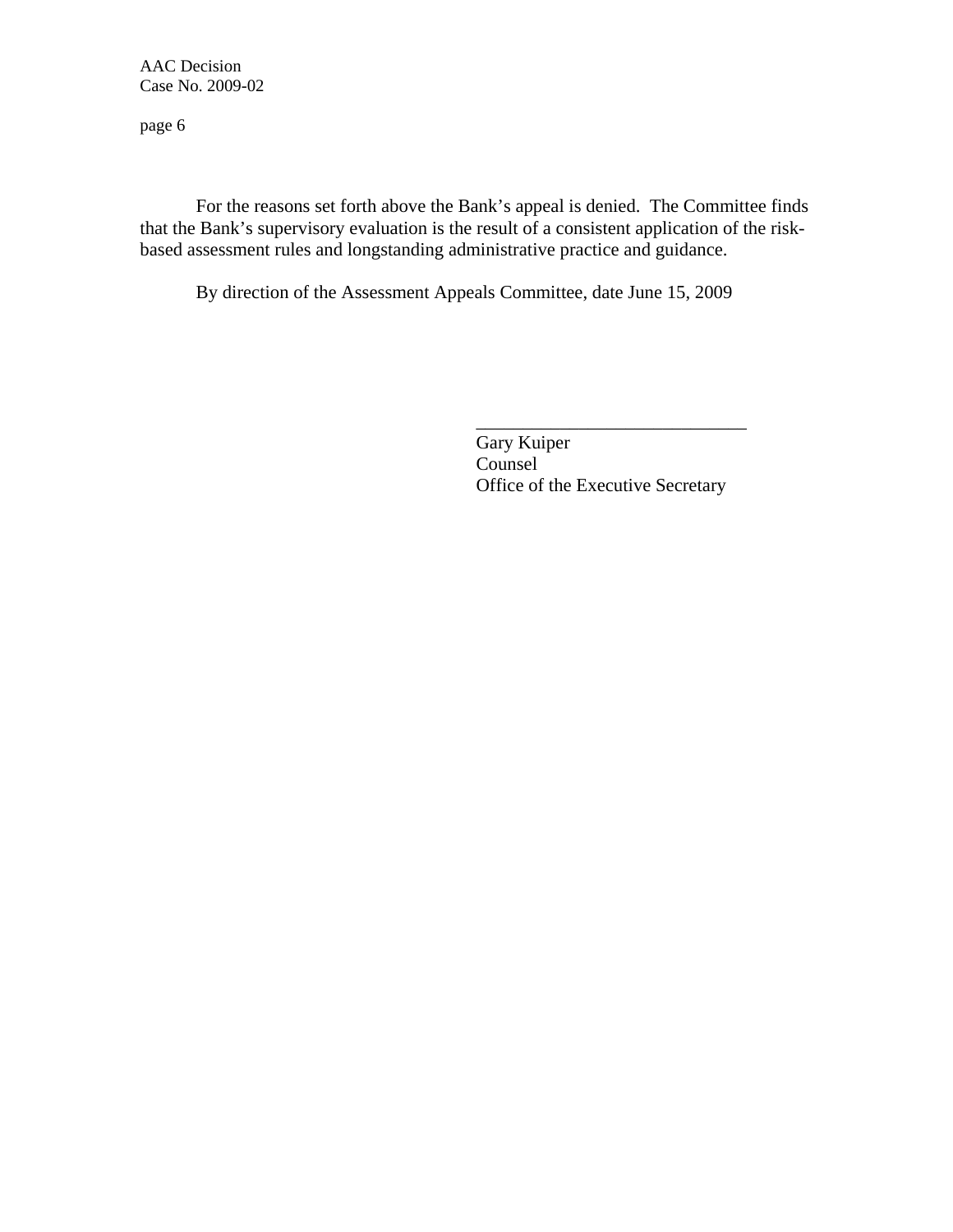For the reasons set forth above the Bank's appeal is denied. The Committee finds that the Bank's supervisory evaluation is the result of a consistent application of the risk-based assessment rules and longstanding administrative practice and guidance.

By direction of the Assessment Appeals Committee, date June 15, 2009

\_\_\_\_\_\_\_\_\_\_\_\_\_\_\_\_\_\_\_\_\_\_\_\_\_\_\_\_\_\_

Gary Kuiper
Counsel
Office of the Executive Secretary